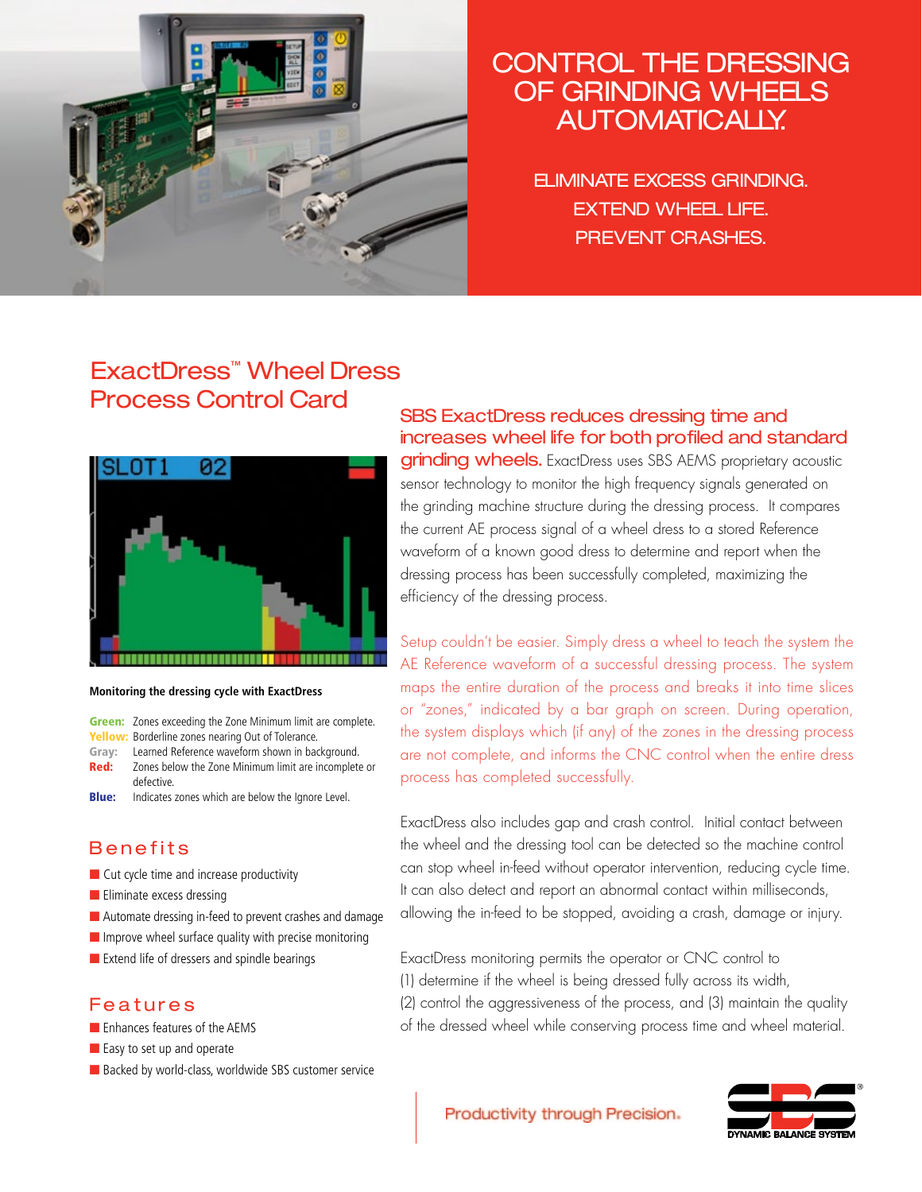# CONTROL THE DRESSING OF GRINDING WHEELS AUTOMATICALLY.

ELIMINATE EXCESS GRINDING.
EXTEND WHEEL LIFE.
PREVENT CRASHES.

## ExactDress™ Wheel Dress Process Control Card

**Monitoring the dressing cycle with ExactDress**

**Green:** Zones exceeding the Zone Minimum limit are complete.
**Yellow:** Borderline zones nearing Out of Tolerance.
**Gray:** Learned Reference waveform shown in background.
**Red:** Zones below the Zone Minimum limit are incomplete or defective.
**Blue:** Indicates zones which are below the Ignore Level.

### Benefits

- Cut cycle time and increase productivity
- Eliminate excess dressing
- Automate dressing in-feed to prevent crashes and damage
- Improve wheel surface quality with precise monitoring
- Extend life of dressers and spindle bearings

### Features

- Enhances features of the AEMS
- Easy to set up and operate
- Backed by world-class, worldwide SBS customer service

**SBS ExactDress reduces dressing time and increases wheel life for both profiled and standard grinding wheels.** ExactDress uses SBS AEMS proprietary acoustic sensor technology to monitor the high frequency signals generated on the grinding machine structure during the dressing process. It compares the current AE process signal of a wheel dress to a stored Reference waveform of a known good dress to determine and report when the dressing process has been successfully completed, maximizing the efficiency of the dressing process.

Setup couldn't be easier. Simply dress a wheel to teach the system the AE Reference waveform of a successful dressing process. The system maps the entire duration of the process and breaks it into time slices or "zones," indicated by a bar graph on screen. During operation, the system displays which (if any) of the zones in the dressing process are not complete, and informs the CNC control when the entire dress process has completed successfully.

ExactDress also includes gap and crash control. Initial contact between the wheel and the dressing tool can be detected so the machine control can stop wheel in-feed without operator intervention, reducing cycle time. It can also detect and report an abnormal contact within milliseconds, allowing the in-feed to be stopped, avoiding a crash, damage or injury.

ExactDress monitoring permits the operator or CNC control to (1) determine if the wheel is being dressed fully across its width, (2) control the aggressiveness of the process, and (3) maintain the quality of the dressed wheel while conserving process time and wheel material.

Productivity through Precision.

SBS® DYNAMIC BALANCE SYSTEM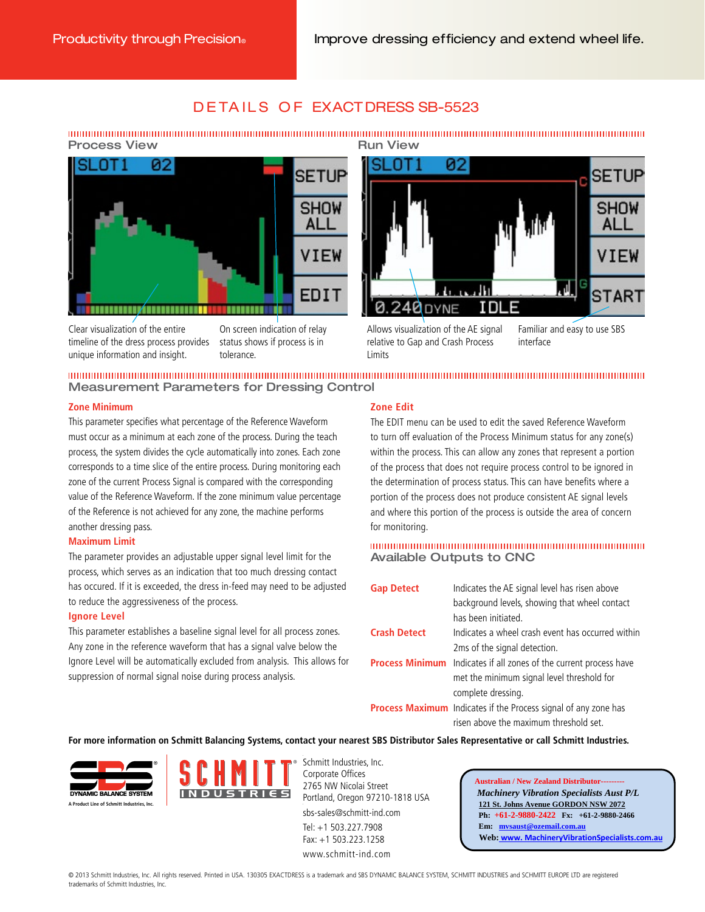Productivity through Precision®

Improve dressing efficiency and extend wheel life.

# DETAILS OF EXACTDRESS SB-5523

## Process View

SLOT1 02
SETUP
SHOW ALL
VIEW
EDIT

Clear visualization of the entire timeline of the dress process provides unique information and insight.

On screen indication of relay status shows if process is in tolerance.

## Run View

SLOT1 02
SETUP
SHOW ALL
VIEW
START
C
G
0.240 DYNE IDLE

Allows visualization of the AE signal relative to Gap and Crash Process Limits

Familiar and easy to use SBS interface

## Measurement Parameters for Dressing Control

### Zone Minimum

This parameter specifies what percentage of the Reference Waveform must occur as a minimum at each zone of the process. During the teach process, the system divides the cycle automatically into zones. Each zone corresponds to a time slice of the entire process. During monitoring each zone of the current Process Signal is compared with the corresponding value of the Reference Waveform. If the zone minimum value percentage of the Reference is not achieved for any zone, the machine performs another dressing pass.

### Maximum Limit

The parameter provides an adjustable upper signal level limit for the process, which serves as an indication that too much dressing contact has occured. If it is exceeded, the dress in-feed may need to be adjusted to reduce the aggressiveness of the process.

### Ignore Level

This parameter establishes a baseline signal level for all process zones. Any zone in the reference waveform that has a signal valve below the Ignore Level will be automatically excluded from analysis. This allows for suppression of normal signal noise during process analysis.

### Zone Edit

The EDIT menu can be used to edit the saved Reference Waveform to turn off evaluation of the Process Minimum status for any zone(s) within the process. This can allow any zones that represent a portion of the process that does not require process control to be ignored in the determination of process status. This can have benefits where a portion of the process does not produce consistent AE signal levels and where this portion of the process is outside the area of concern for monitoring.

## Available Outputs to CNC

| | |
|---|---|
| **Gap Detect** | Indicates the AE signal level has risen above background levels, showing that wheel contact has been initiated. |
| **Crash Detect** | Indicates a wheel crash event has occurred within 2ms of the signal detection. |
| **Process Minimum** | Indicates if all zones of the current process have met the minimum signal level threshold for complete dressing. |
| **Process Maximum** | Indicates if the Process signal of any zone has risen above the maximum threshold set. |

**For more information on Schmitt Balancing Systems, contact your nearest SBS Distributor Sales Representative or call Schmitt Industries.**

SBS® DYNAMIC BALANCE SYSTEM
A Product Line of Schmitt Industries, Inc.

SCHMITT® INDUSTRIES

Schmitt Industries, Inc.
Corporate Offices
2765 NW Nicolai Street
Portland, Oregon 97210-1818 USA

sbs-sales@schmitt-ind.com

Tel: +1 503.227.7908
Fax: +1 503.223.1258

www.schmitt-ind.com

Australian / New Zealand Distributor---------
*Machinery Vibration Specialists Aust P/L*
121 St. Johns Avenue GORDON NSW 2072
Ph: +61-2-9880-2422 Fx: +61-2-9880-2466
Em: mvsaust@ozemail.com.au
Web: www. MachineryVibrationSpecialists.com.au

© 2013 Schmitt Industries, Inc. All rights reserved. Printed in USA. 130305 EXACTDRESS is a trademark and SBS DYNAMIC BALANCE SYSTEM, SCHMITT INDUSTRIES and SCHMITT EUROPE LTD are registered trademarks of Schmitt Industries, Inc.